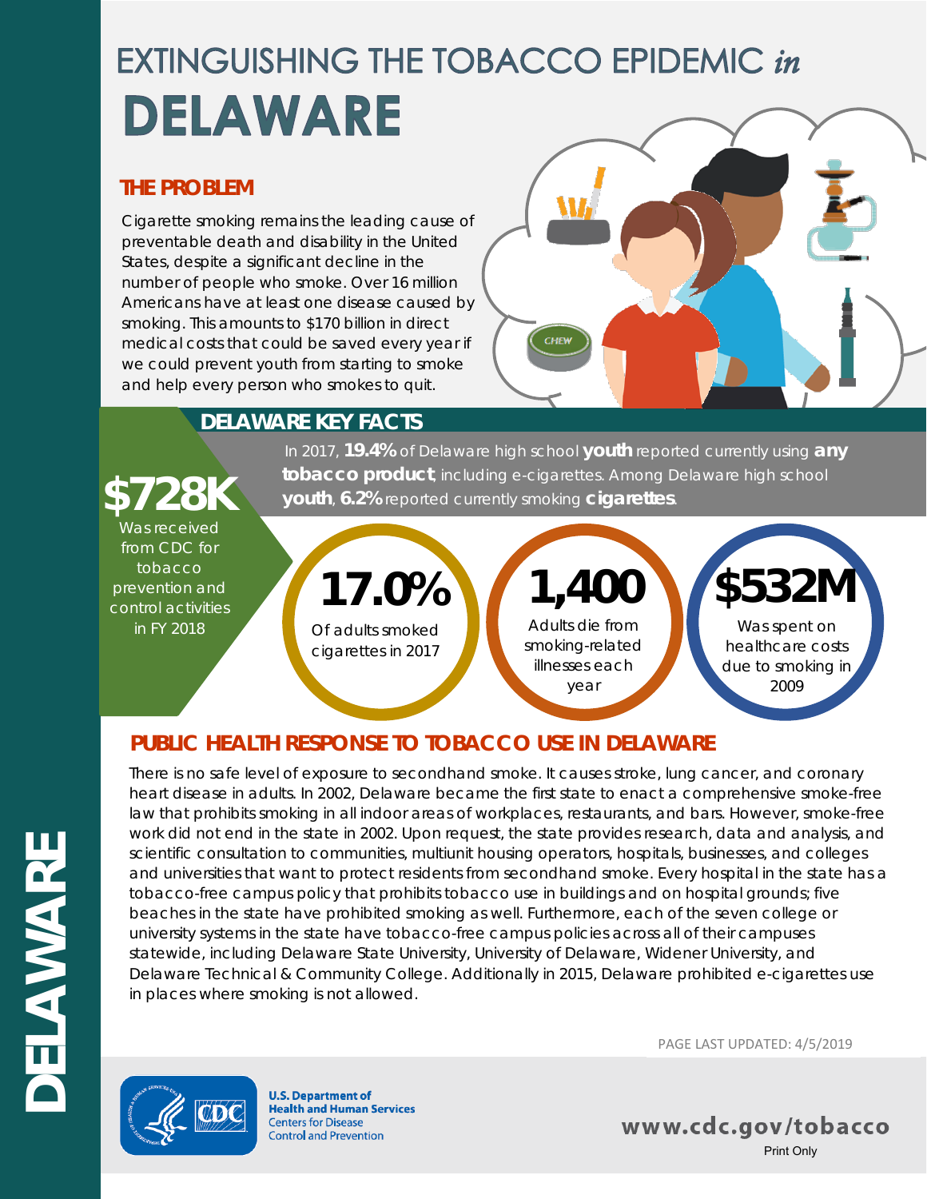# EXTINGUISHING THE TOBACCO EPIDEMIC *in* DELAWARE

## THE PROBLEM

Cigarette smoking remains the leading cause of preventable death and disability in the United States, despite a significant decline in the number of people who smoke. Over 16 million Americans have at least one disease caused by smoking. This amounts to $170 billion in direct medical costs that could be saved every year if we could prevent youth from starting to smoke and help every person who smokes to quit.

## DELAWARE KEY FACTS

**$728K** Was received from CDC for tobacco prevention and control activities in FY 2018

In 2017, **19.4%** of Delaware high school **youth** reported currently using **any tobacco product**, including e-cigarettes. Among Delaware high school **youth**, **6.2%** reported currently smoking **cigarettes**.

**17.0%** Of adults smoked cigarettes in 2017

**1,400** Adults die from smoking-related illnesses each year

**$532M** Was spent on healthcare costs due to smoking in 2009

## PUBLIC HEALTH RESPONSE TO TOBACCO USE IN DELAWARE

There is no safe level of exposure to secondhand smoke. It causes stroke, lung cancer, and coronary heart disease in adults. In 2002, Delaware became the first state to enact a comprehensive smoke-free law that prohibits smoking in all indoor areas of workplaces, restaurants, and bars. However, smoke-free work did not end in the state in 2002. Upon request, the state provides research, data and analysis, and scientific consultation to communities, multiunit housing operators, hospitals, businesses, and colleges and universities that want to protect residents from secondhand smoke. Every hospital in the state has a tobacco-free campus policy that prohibits tobacco use in buildings and on hospital grounds; five beaches in the state have prohibited smoking as well. Furthermore, each of the seven college or university systems in the state have tobacco-free campus policies across all of their campuses statewide, including Delaware State University, University of Delaware, Widener University, and Delaware Technical & Community College. Additionally in 2015, Delaware prohibited e-cigarettes use in places where smoking is not allowed.

PAGE LAST UPDATED: 4/5/2019

U.S. Department of Health and Human Services
Centers for Disease Control and Prevention

www.cdc.gov/tobacco

Print Only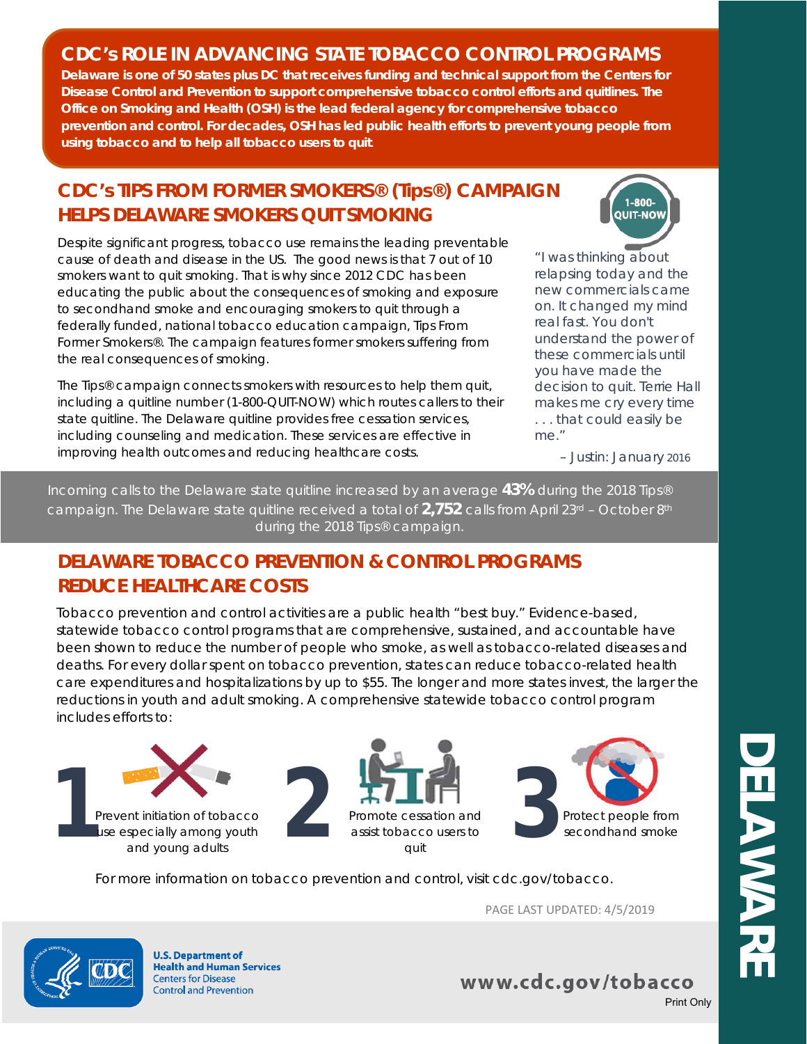# CDC's ROLE IN ADVANCING STATE TOBACCO CONTROL PROGRAMS

**Delaware is one of 50 states plus DC that receives funding and technical support from the Centers for Disease Control and Prevention to support comprehensive tobacco control efforts and quitlines. The Office on Smoking and Health (OSH) is the lead federal agency for comprehensive tobacco prevention and control. For decades, OSH has led public health efforts to prevent young people from using tobacco and to help all tobacco users to quit.**

## CDC's TIPS FROM FORMER SMOKERS® (Tips®) CAMPAIGN HELPS DELAWARE SMOKERS QUIT SMOKING

Despite significant progress, tobacco use remains the leading preventable cause of death and disease in the US. The good news is that 7 out of 10 smokers want to quit smoking. That is why since 2012 CDC has been educating the public about the consequences of smoking and exposure to secondhand smoke and encouraging smokers to quit through a federally funded, national tobacco education campaign, Tips From Former Smokers®. The campaign features former smokers suffering from the real consequences of smoking.

The Tips® campaign connects smokers with resources to help them quit, including a quitline number (1-800-QUIT-NOW) which routes callers to their state quitline. The Delaware quitline provides free cessation services, including counseling and medication. These services are effective in improving health outcomes and reducing healthcare costs.

1-800-QUIT-NOW

"I was thinking about relapsing today and the new commercials came on. It changed my mind real fast. You don't understand the power of these commercials until you have made the decision to quit. Terrie Hall makes me cry every time . . . that could easily be me."

– Justin: January 2016

Incoming calls to the Delaware state quitline increased by an average **43%** during the 2018 Tips® campaign. The Delaware state quitline received a total of **2,752** calls from April 23rd – October 8th during the 2018 Tips® campaign.

## DELAWARE TOBACCO PREVENTION & CONTROL PROGRAMS REDUCE HEALTHCARE COSTS

Tobacco prevention and control activities are a public health "best buy." Evidence-based, statewide tobacco control programs that are comprehensive, sustained, and accountable have been shown to reduce the number of people who smoke, as well as tobacco-related diseases and deaths. For every dollar spent on tobacco prevention, states can reduce tobacco-related health care expenditures and hospitalizations by up to $55. The longer and more states invest, the larger the reductions in youth and adult smoking. A comprehensive statewide tobacco control program includes efforts to:

1. Prevent initiation of tobacco use especially among youth and young adults
2. Promote cessation and assist tobacco users to quit
3. Protect people from secondhand smoke

For more information on tobacco prevention and control, visit cdc.gov/tobacco.

PAGE LAST UPDATED: 4/5/2019

U.S. Department of Health and Human Services
Centers for Disease Control and Prevention

www.cdc.gov/tobacco

Print Only

DELAWARE